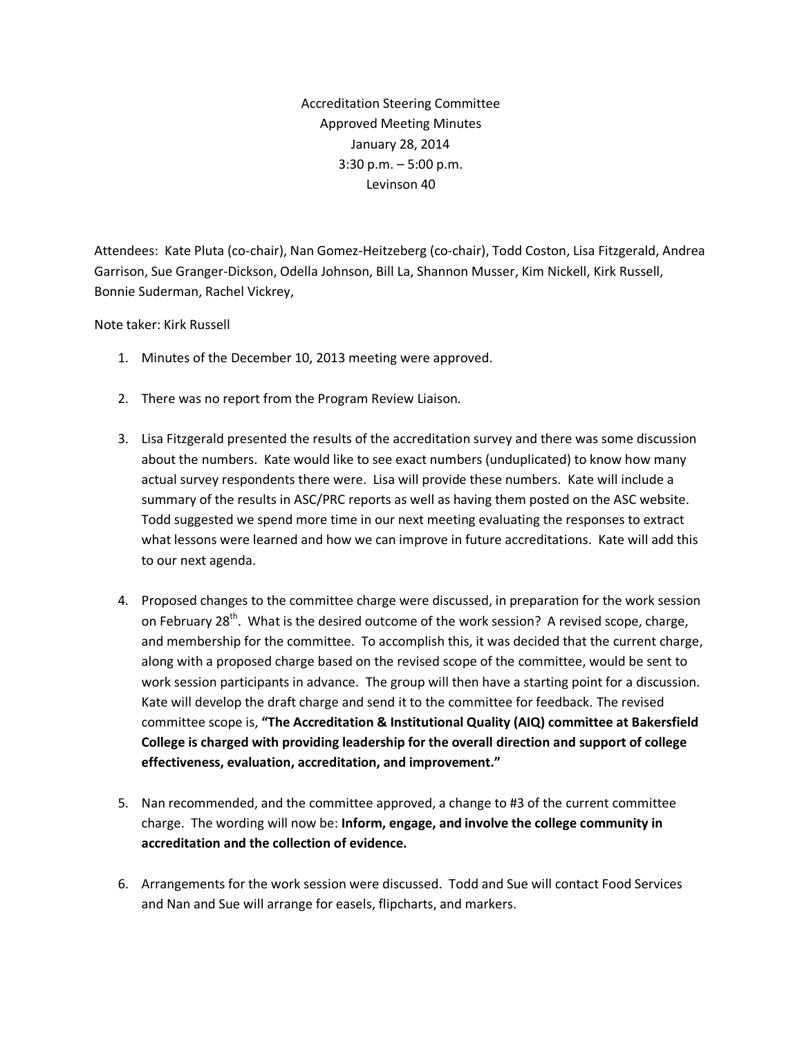Accreditation Steering Committee
Approved Meeting Minutes
January 28, 2014
3:30 p.m. – 5:00 p.m.
Levinson 40

Attendees: Kate Pluta (co-chair), Nan Gomez-Heitzeberg (co-chair), Todd Coston, Lisa Fitzgerald, Andrea Garrison, Sue Granger-Dickson, Odella Johnson, Bill La, Shannon Musser, Kim Nickell, Kirk Russell, Bonnie Suderman, Rachel Vickrey,

Note taker: Kirk Russell

1. Minutes of the December 10, 2013 meeting were approved.

2. There was no report from the Program Review Liaison.

3. Lisa Fitzgerald presented the results of the accreditation survey and there was some discussion about the numbers. Kate would like to see exact numbers (unduplicated) to know how many actual survey respondents there were. Lisa will provide these numbers. Kate will include a summary of the results in ASC/PRC reports as well as having them posted on the ASC website. Todd suggested we spend more time in our next meeting evaluating the responses to extract what lessons were learned and how we can improve in future accreditations. Kate will add this to our next agenda.

4. Proposed changes to the committee charge were discussed, in preparation for the work session on February 28th. What is the desired outcome of the work session? A revised scope, charge, and membership for the committee. To accomplish this, it was decided that the current charge, along with a proposed charge based on the revised scope of the committee, would be sent to work session participants in advance. The group will then have a starting point for a discussion. Kate will develop the draft charge and send it to the committee for feedback. The revised committee scope is, **"The Accreditation & Institutional Quality (AIQ) committee at Bakersfield College is charged with providing leadership for the overall direction and support of college effectiveness, evaluation, accreditation, and improvement."**

5. Nan recommended, and the committee approved, a change to #3 of the current committee charge. The wording will now be: **Inform, engage, and involve the college community in accreditation and the collection of evidence.**

6. Arrangements for the work session were discussed. Todd and Sue will contact Food Services and Nan and Sue will arrange for easels, flipcharts, and markers.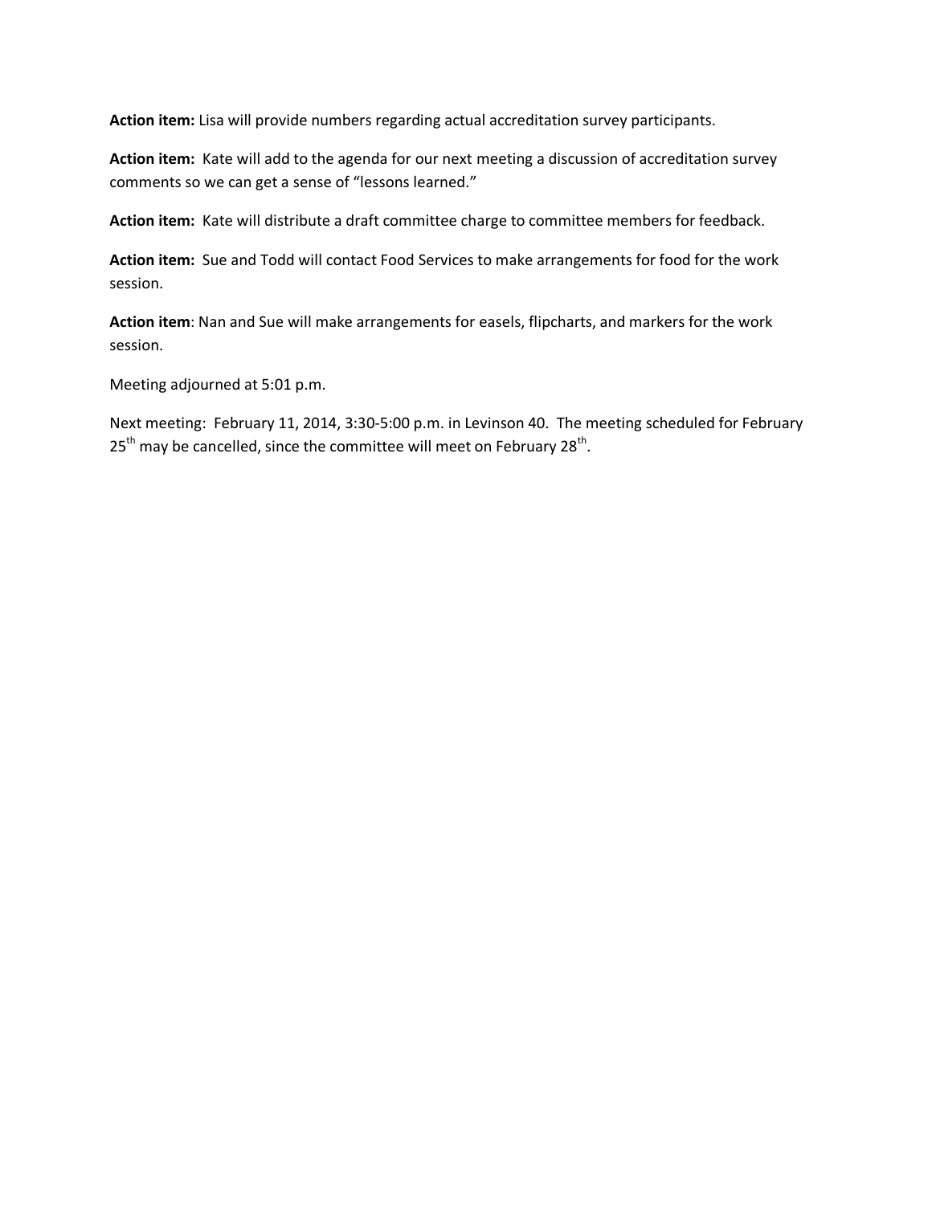**Action item:** Lisa will provide numbers regarding actual accreditation survey participants.

**Action item:** Kate will add to the agenda for our next meeting a discussion of accreditation survey comments so we can get a sense of "lessons learned."

**Action item:** Kate will distribute a draft committee charge to committee members for feedback.

**Action item:** Sue and Todd will contact Food Services to make arrangements for food for the work session.

**Action item**: Nan and Sue will make arrangements for easels, flipcharts, and markers for the work session.

Meeting adjourned at 5:01 p.m.

Next meeting: February 11, 2014, 3:30-5:00 p.m. in Levinson 40. The meeting scheduled for February 25th may be cancelled, since the committee will meet on February 28th.